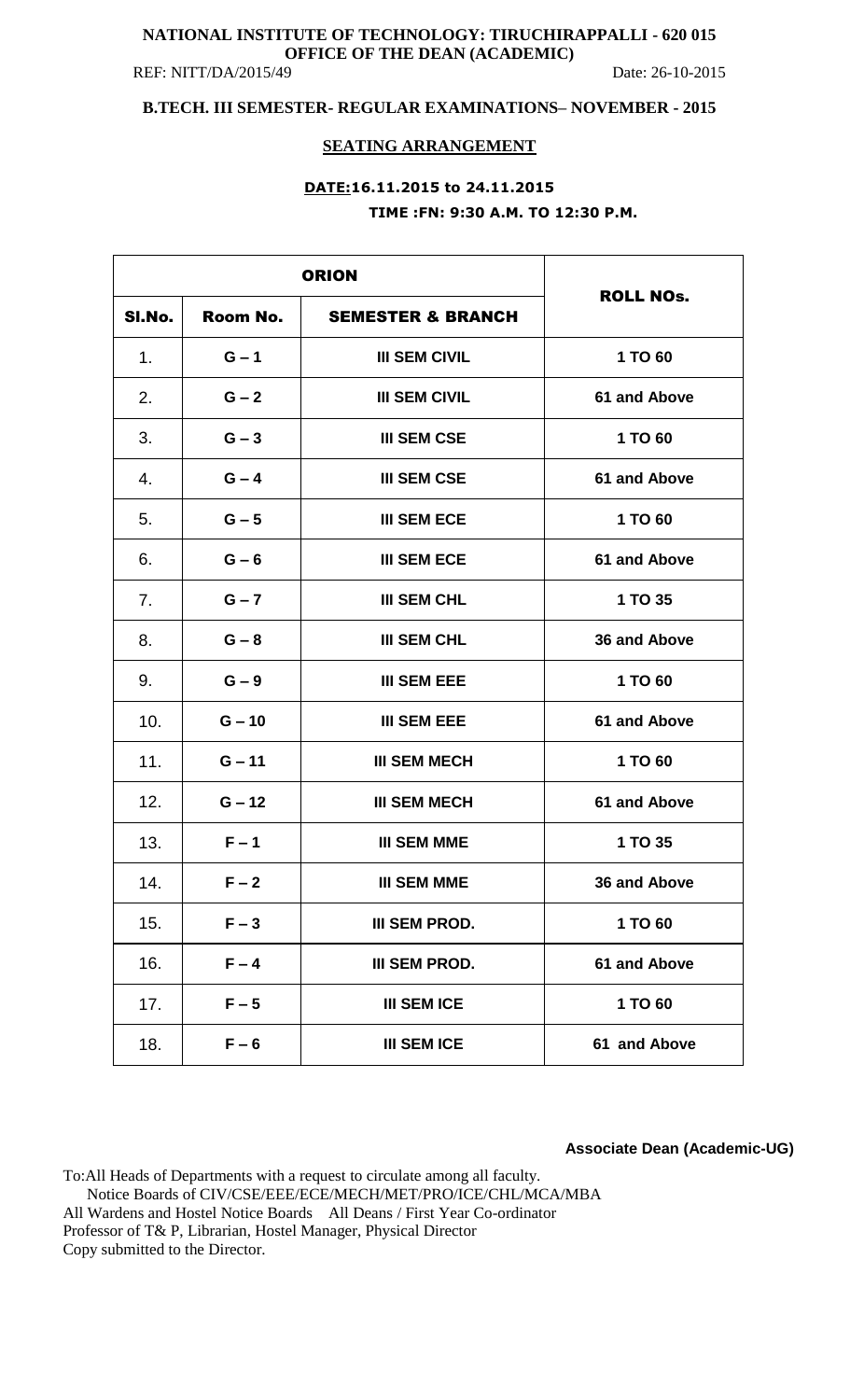**NATIONAL INSTITUTE OF TECHNOLOGY: TIRUCHIRAPPALLI - 620 015**
**OFFICE OF THE DEAN (ACADEMIC)**

REF: NITT/DA/2015/49 Date: 26-10-2015

## B.TECH. III SEMESTER- REGULAR EXAMINATIONS– NOVEMBER - 2015

### SEATING ARRANGEMENT

**DATE:16.11.2015 to 24.11.2015**

**TIME :FN: 9:30 A.M. TO 12:30 P.M.**

| ORION | | | ROLL NOs. |
|---|---|---|---|
| **SI.No.** | **Room No.** | **SEMESTER & BRANCH** | |
| 1. | G – 1 | III SEM CIVIL | 1 TO 60 |
| 2. | G – 2 | III SEM CIVIL | 61 and Above |
| 3. | G – 3 | III SEM CSE | 1 TO 60 |
| 4. | G – 4 | III SEM CSE | 61 and Above |
| 5. | G – 5 | III SEM ECE | 1 TO 60 |
| 6. | G – 6 | III SEM ECE | 61 and Above |
| 7. | G – 7 | III SEM CHL | 1 TO 35 |
| 8. | G – 8 | III SEM CHL | 36 and Above |
| 9. | G – 9 | III SEM EEE | 1 TO 60 |
| 10. | G – 10 | III SEM EEE | 61 and Above |
| 11. | G – 11 | III SEM MECH | 1 TO 60 |
| 12. | G – 12 | III SEM MECH | 61 and Above |
| 13. | F – 1 | III SEM MME | 1 TO 35 |
| 14. | F – 2 | III SEM MME | 36 and Above |
| 15. | F – 3 | III SEM PROD. | 1 TO 60 |
| 16. | F – 4 | III SEM PROD. | 61 and Above |
| 17. | F – 5 | III SEM ICE | 1 TO 60 |
| 18. | F – 6 | III SEM ICE | 61 and Above |

**Associate Dean (Academic-UG)**

To:All Heads of Departments with a request to circulate among all faculty.
Notice Boards of CIV/CSE/EEE/ECE/MECH/MET/PRO/ICE/CHL/MCA/MBA
All Wardens and Hostel Notice Boards All Deans / First Year Co-ordinator
Professor of T& P, Librarian, Hostel Manager, Physical Director
Copy submitted to the Director.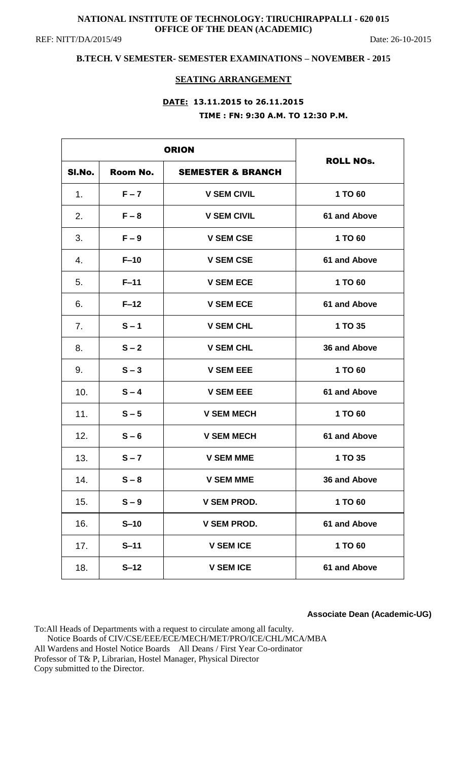**NATIONAL INSTITUTE OF TECHNOLOGY: TIRUCHIRAPPALLI - 620 015**
**OFFICE OF THE DEAN (ACADEMIC)**

REF: NITT/DA/2015/49 Date: 26-10-2015

**B.TECH. V SEMESTER- SEMESTER EXAMINATIONS – NOVEMBER - 2015**

**SEATING ARRANGEMENT**

**DATE: 13.11.2015 to 26.11.2015**

**TIME : FN: 9:30 A.M. TO 12:30 P.M.**

| ORION | | | ROLL NOs. |
|---|---|---|---|
| **Sl.No.** | **Room No.** | **SEMESTER & BRANCH** | |
| 1. | F – 7 | V SEM CIVIL | 1 TO 60 |
| 2. | F – 8 | V SEM CIVIL | 61 and Above |
| 3. | F – 9 | V SEM CSE | 1 TO 60 |
| 4. | F–10 | V SEM CSE | 61 and Above |
| 5. | F–11 | V SEM ECE | 1 TO 60 |
| 6. | F–12 | V SEM ECE | 61 and Above |
| 7. | S – 1 | V SEM CHL | 1 TO 35 |
| 8. | S – 2 | V SEM CHL | 36 and Above |
| 9. | S – 3 | V SEM EEE | 1 TO 60 |
| 10. | S – 4 | V SEM EEE | 61 and Above |
| 11. | S – 5 | V SEM MECH | 1 TO 60 |
| 12. | S – 6 | V SEM MECH | 61 and Above |
| 13. | S – 7 | V SEM MME | 1 TO 35 |
| 14. | S – 8 | V SEM MME | 36 and Above |
| 15. | S – 9 | V SEM PROD. | 1 TO 60 |
| 16. | S–10 | V SEM PROD. | 61 and Above |
| 17. | S–11 | V SEM ICE | 1 TO 60 |
| 18. | S–12 | V SEM ICE | 61 and Above |

**Associate Dean (Academic-UG)**

To:All Heads of Departments with a request to circulate among all faculty.
Notice Boards of CIV/CSE/EEE/ECE/MECH/MET/PRO/ICE/CHL/MCA/MBA
All Wardens and Hostel Notice Boards All Deans / First Year Co-ordinator
Professor of T& P, Librarian, Hostel Manager, Physical Director
Copy submitted to the Director.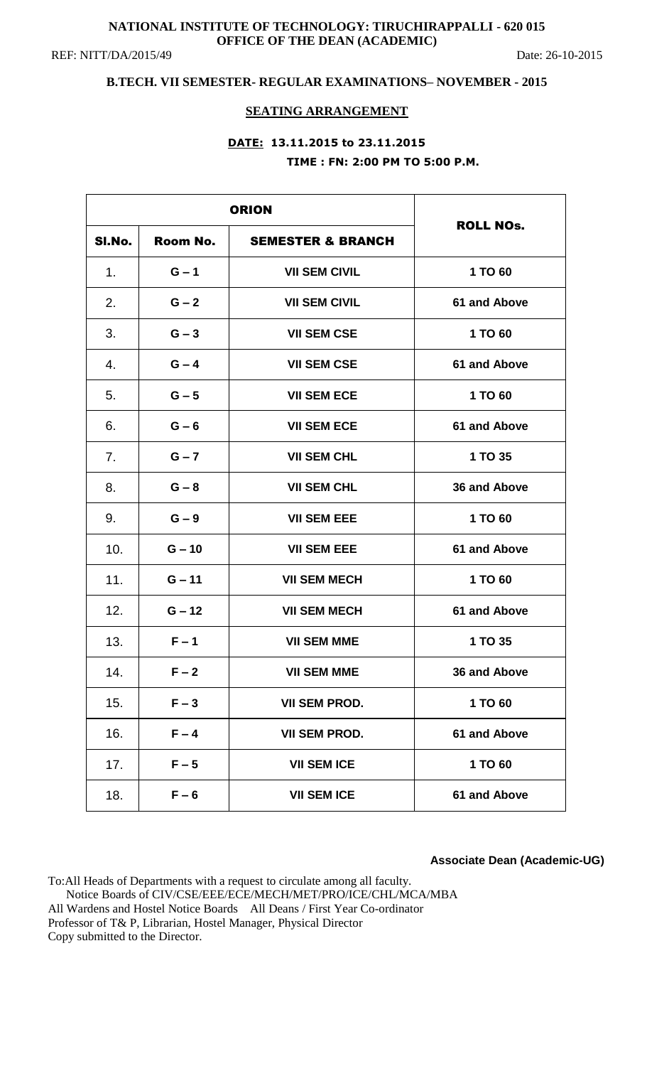**NATIONAL INSTITUTE OF TECHNOLOGY: TIRUCHIRAPPALLI - 620 015**
**OFFICE OF THE DEAN (ACADEMIC)**

REF: NITT/DA/2015/49 Date: 26-10-2015

**B.TECH. VII SEMESTER- REGULAR EXAMINATIONS– NOVEMBER - 2015**

**SEATING ARRANGEMENT**

**DATE: 13.11.2015 to 23.11.2015**

**TIME : FN: 2:00 PM TO 5:00 P.M.**

| ORION | | | ROLL NOs. |
|---|---|---|---|
| **Sl.No.** | **Room No.** | **SEMESTER & BRANCH** | |
| 1. | G – 1 | VII SEM CIVIL | 1 TO 60 |
| 2. | G – 2 | VII SEM CIVIL | 61 and Above |
| 3. | G – 3 | VII SEM CSE | 1 TO 60 |
| 4. | G – 4 | VII SEM CSE | 61 and Above |
| 5. | G – 5 | VII SEM ECE | 1 TO 60 |
| 6. | G – 6 | VII SEM ECE | 61 and Above |
| 7. | G – 7 | VII SEM CHL | 1 TO 35 |
| 8. | G – 8 | VII SEM CHL | 36 and Above |
| 9. | G – 9 | VII SEM EEE | 1 TO 60 |
| 10. | G – 10 | VII SEM EEE | 61 and Above |
| 11. | G – 11 | VII SEM MECH | 1 TO 60 |
| 12. | G – 12 | VII SEM MECH | 61 and Above |
| 13. | F – 1 | VII SEM MME | 1 TO 35 |
| 14. | F – 2 | VII SEM MME | 36 and Above |
| 15. | F – 3 | VII SEM PROD. | 1 TO 60 |
| 16. | F – 4 | VII SEM PROD. | 61 and Above |
| 17. | F – 5 | VII SEM ICE | 1 TO 60 |
| 18. | F – 6 | VII SEM ICE | 61 and Above |

**Associate Dean (Academic-UG)**

To:All Heads of Departments with a request to circulate among all faculty.
Notice Boards of CIV/CSE/EEE/ECE/MECH/MET/PRO/ICE/CHL/MCA/MBA
All Wardens and Hostel Notice Boards All Deans / First Year Co-ordinator
Professor of T& P, Librarian, Hostel Manager, Physical Director
Copy submitted to the Director.